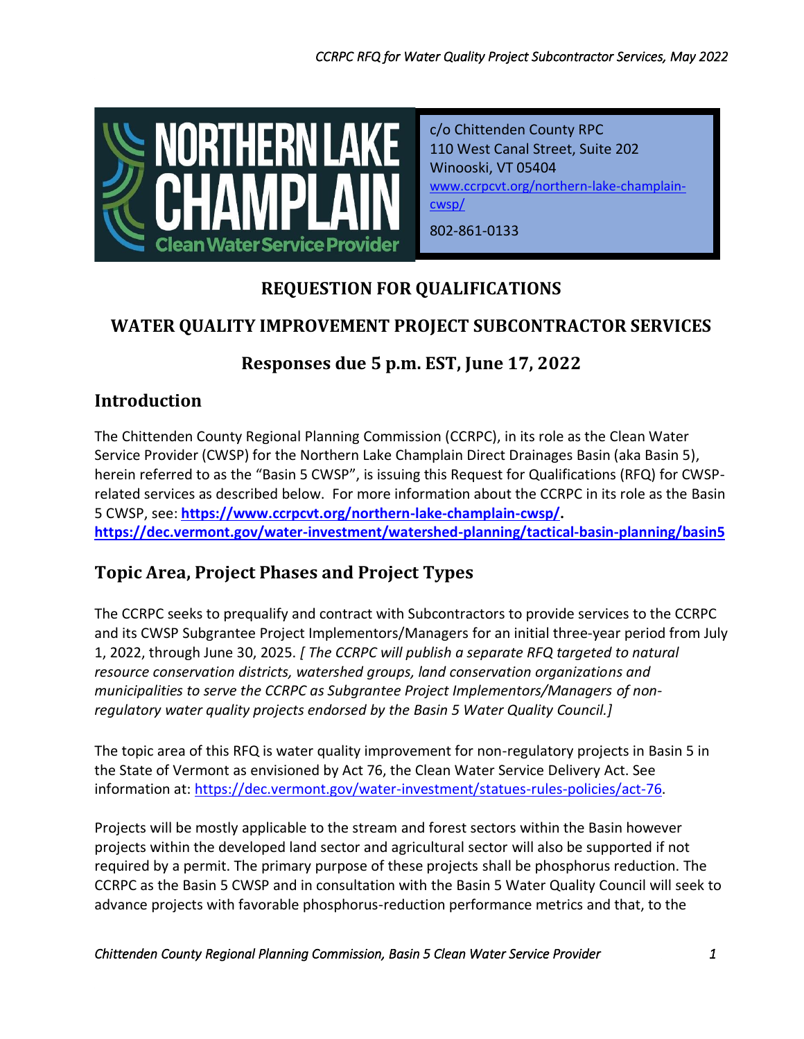NORTHERN LAKE CHAMPLAIN Clean Water Service Provider

c/o Chittenden County RPC
110 West Canal Street, Suite 202
Winooski, VT 05404
www.ccrpcvt.org/northern-lake-champlain-cwsp/
802-861-0133

# REQUESTION FOR QUALIFICATIONS

# WATER QUALITY IMPROVEMENT PROJECT SUBCONTRACTOR SERVICES

## Responses due 5 p.m. EST, June 17, 2022

## Introduction

The Chittenden County Regional Planning Commission (CCRPC), in its role as the Clean Water Service Provider (CWSP) for the Northern Lake Champlain Direct Drainages Basin (aka Basin 5), herein referred to as the "Basin 5 CWSP", is issuing this Request for Qualifications (RFQ) for CWSP-related services as described below. For more information about the CCRPC in its role as the Basin 5 CWSP, see: **https://www.ccrpcvt.org/northern-lake-champlain-cwsp/.** **https://dec.vermont.gov/water-investment/watershed-planning/tactical-basin-planning/basin5**

## Topic Area, Project Phases and Project Types

The CCRPC seeks to prequalify and contract with Subcontractors to provide services to the CCRPC and its CWSP Subgrantee Project Implementors/Managers for an initial three-year period from July 1, 2022, through June 30, 2025. *[ The CCRPC will publish a separate RFQ targeted to natural resource conservation districts, watershed groups, land conservation organizations and municipalities to serve the CCRPC as Subgrantee Project Implementors/Managers of non-regulatory water quality projects endorsed by the Basin 5 Water Quality Council.]*

The topic area of this RFQ is water quality improvement for non-regulatory projects in Basin 5 in the State of Vermont as envisioned by Act 76, the Clean Water Service Delivery Act. See information at: https://dec.vermont.gov/water-investment/statues-rules-policies/act-76.

Projects will be mostly applicable to the stream and forest sectors within the Basin however projects within the developed land sector and agricultural sector will also be supported if not required by a permit. The primary purpose of these projects shall be phosphorus reduction. The CCRPC as the Basin 5 CWSP and in consultation with the Basin 5 Water Quality Council will seek to advance projects with favorable phosphorus-reduction performance metrics and that, to the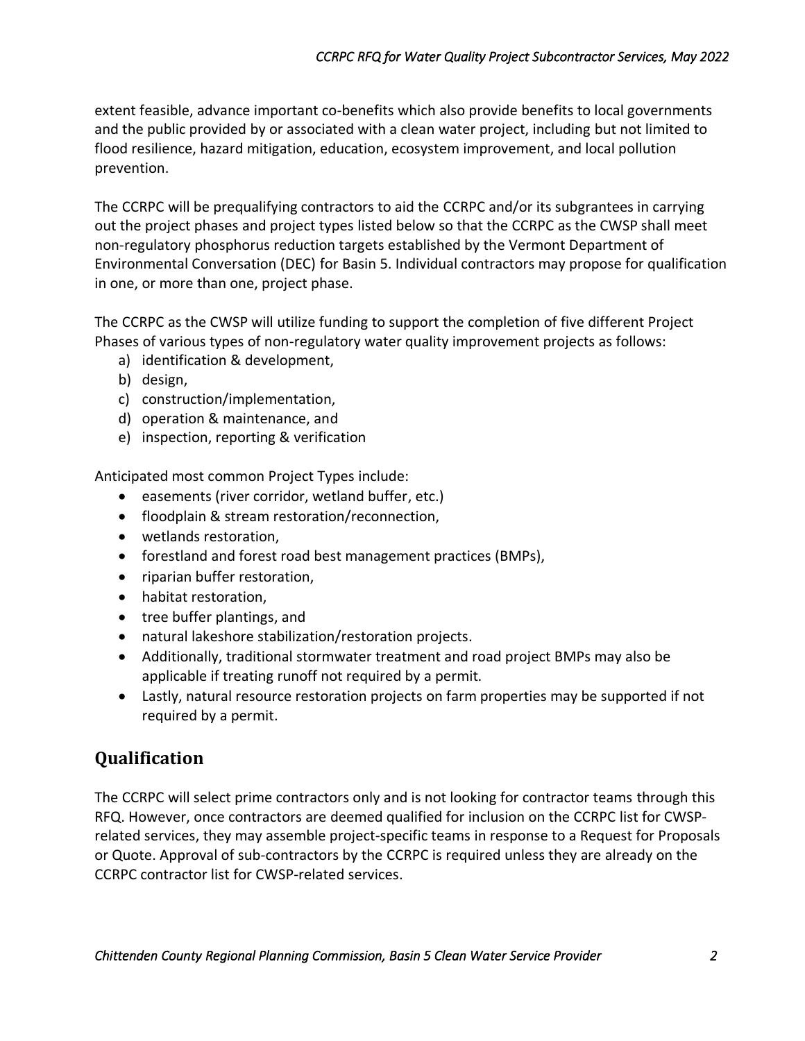extent feasible, advance important co-benefits which also provide benefits to local governments and the public provided by or associated with a clean water project, including but not limited to flood resilience, hazard mitigation, education, ecosystem improvement, and local pollution prevention.

The CCRPC will be prequalifying contractors to aid the CCRPC and/or its subgrantees in carrying out the project phases and project types listed below so that the CCRPC as the CWSP shall meet non-regulatory phosphorus reduction targets established by the Vermont Department of Environmental Conversation (DEC) for Basin 5. Individual contractors may propose for qualification in one, or more than one, project phase.

The CCRPC as the CWSP will utilize funding to support the completion of five different Project Phases of various types of non-regulatory water quality improvement projects as follows:

a) identification & development,
b) design,
c) construction/implementation,
d) operation & maintenance, and
e) inspection, reporting & verification

Anticipated most common Project Types include:

- easements (river corridor, wetland buffer, etc.)
- floodplain & stream restoration/reconnection,
- wetlands restoration,
- forestland and forest road best management practices (BMPs),
- riparian buffer restoration,
- habitat restoration,
- tree buffer plantings, and
- natural lakeshore stabilization/restoration projects.
- Additionally, traditional stormwater treatment and road project BMPs may also be applicable if treating runoff not required by a permit.
- Lastly, natural resource restoration projects on farm properties may be supported if not required by a permit.

## Qualification

The CCRPC will select prime contractors only and is not looking for contractor teams through this RFQ. However, once contractors are deemed qualified for inclusion on the CCRPC list for CWSP-related services, they may assemble project-specific teams in response to a Request for Proposals or Quote. Approval of sub-contractors by the CCRPC is required unless they are already on the CCRPC contractor list for CWSP-related services.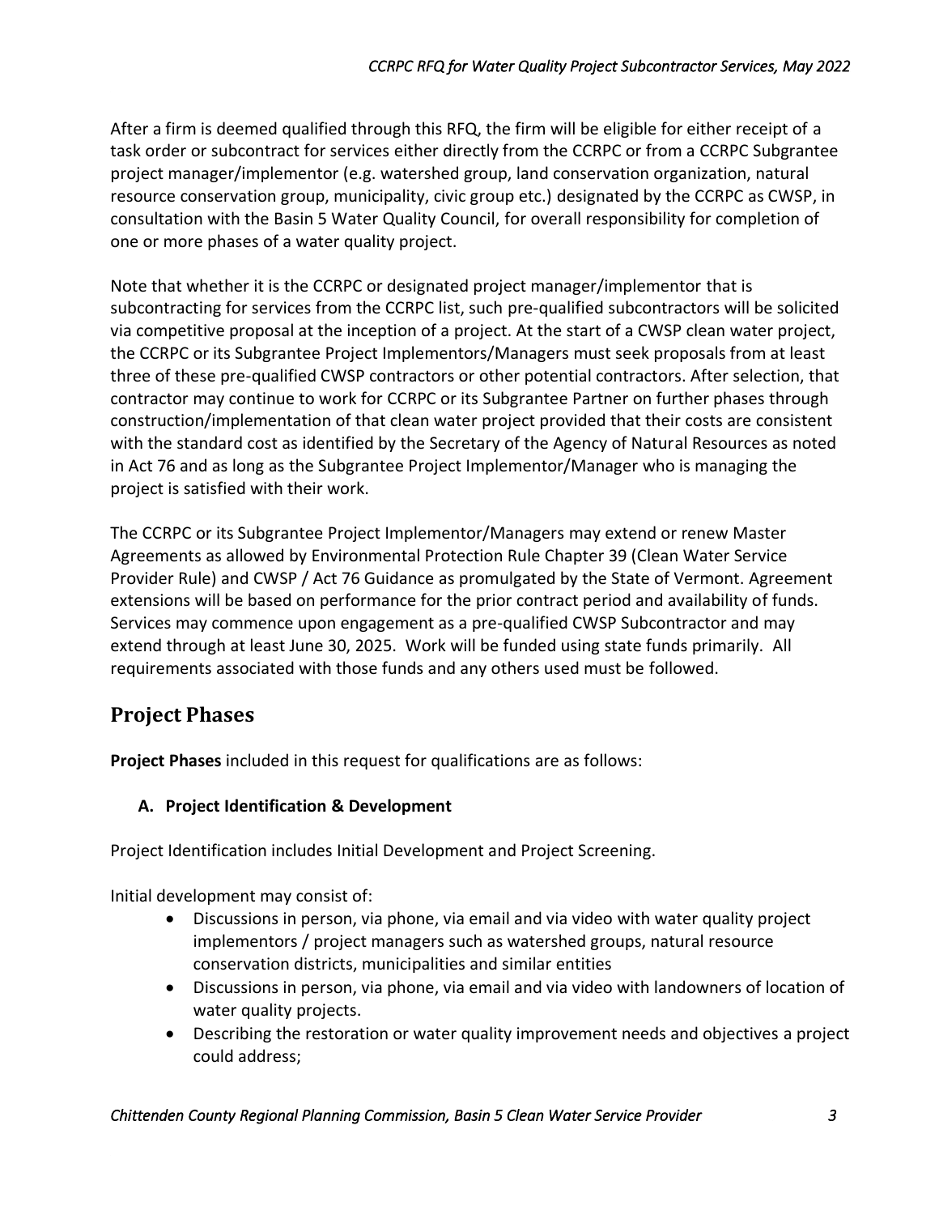After a firm is deemed qualified through this RFQ, the firm will be eligible for either receipt of a task order or subcontract for services either directly from the CCRPC or from a CCRPC Subgrantee project manager/implementor (e.g. watershed group, land conservation organization, natural resource conservation group, municipality, civic group etc.) designated by the CCRPC as CWSP, in consultation with the Basin 5 Water Quality Council, for overall responsibility for completion of one or more phases of a water quality project.

Note that whether it is the CCRPC or designated project manager/implementor that is subcontracting for services from the CCRPC list, such pre-qualified subcontractors will be solicited via competitive proposal at the inception of a project. At the start of a CWSP clean water project, the CCRPC or its Subgrantee Project Implementors/Managers must seek proposals from at least three of these pre-qualified CWSP contractors or other potential contractors. After selection, that contractor may continue to work for CCRPC or its Subgrantee Partner on further phases through construction/implementation of that clean water project provided that their costs are consistent with the standard cost as identified by the Secretary of the Agency of Natural Resources as noted in Act 76 and as long as the Subgrantee Project Implementor/Manager who is managing the project is satisfied with their work.

The CCRPC or its Subgrantee Project Implementor/Managers may extend or renew Master Agreements as allowed by Environmental Protection Rule Chapter 39 (Clean Water Service Provider Rule) and CWSP / Act 76 Guidance as promulgated by the State of Vermont. Agreement extensions will be based on performance for the prior contract period and availability of funds. Services may commence upon engagement as a pre-qualified CWSP Subcontractor and may extend through at least June 30, 2025. Work will be funded using state funds primarily. All requirements associated with those funds and any others used must be followed.

## Project Phases

**Project Phases** included in this request for qualifications are as follows:

### A. Project Identification & Development

Project Identification includes Initial Development and Project Screening.

Initial development may consist of:

- Discussions in person, via phone, via email and via video with water quality project implementors / project managers such as watershed groups, natural resource conservation districts, municipalities and similar entities
- Discussions in person, via phone, via email and via video with landowners of location of water quality projects.
- Describing the restoration or water quality improvement needs and objectives a project could address;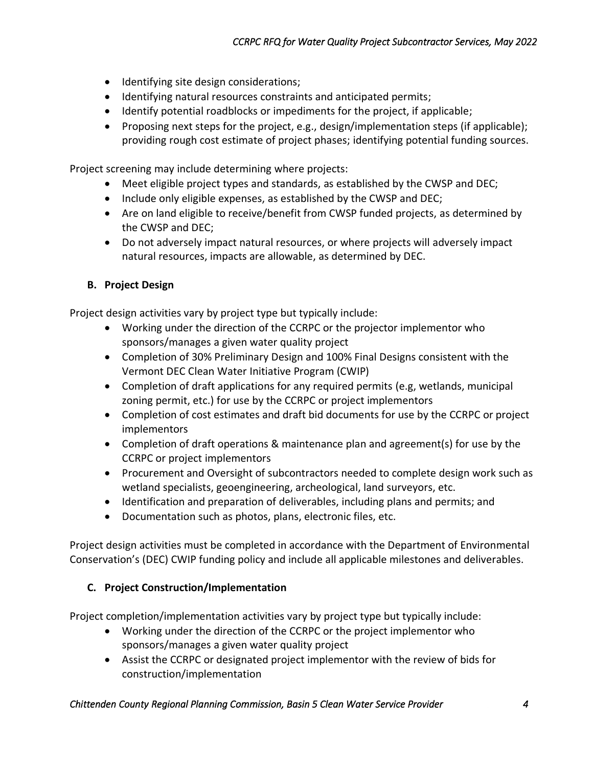- Identifying site design considerations;
- Identifying natural resources constraints and anticipated permits;
- Identify potential roadblocks or impediments for the project, if applicable;
- Proposing next steps for the project, e.g., design/implementation steps (if applicable); providing rough cost estimate of project phases; identifying potential funding sources.

Project screening may include determining where projects:

- Meet eligible project types and standards, as established by the CWSP and DEC;
- Include only eligible expenses, as established by the CWSP and DEC;
- Are on land eligible to receive/benefit from CWSP funded projects, as determined by the CWSP and DEC;
- Do not adversely impact natural resources, or where projects will adversely impact natural resources, impacts are allowable, as determined by DEC.

### B. Project Design

Project design activities vary by project type but typically include:

- Working under the direction of the CCRPC or the projector implementor who sponsors/manages a given water quality project
- Completion of 30% Preliminary Design and 100% Final Designs consistent with the Vermont DEC Clean Water Initiative Program (CWIP)
- Completion of draft applications for any required permits (e.g, wetlands, municipal zoning permit, etc.) for use by the CCRPC or project implementors
- Completion of cost estimates and draft bid documents for use by the CCRPC or project implementors
- Completion of draft operations & maintenance plan and agreement(s) for use by the CCRPC or project implementors
- Procurement and Oversight of subcontractors needed to complete design work such as wetland specialists, geoengineering, archeological, land surveyors, etc.
- Identification and preparation of deliverables, including plans and permits; and
- Documentation such as photos, plans, electronic files, etc.

Project design activities must be completed in accordance with the Department of Environmental Conservation's (DEC) CWIP funding policy and include all applicable milestones and deliverables.

### C. Project Construction/Implementation

Project completion/implementation activities vary by project type but typically include:

- Working under the direction of the CCRPC or the project implementor who sponsors/manages a given water quality project
- Assist the CCRPC or designated project implementor with the review of bids for construction/implementation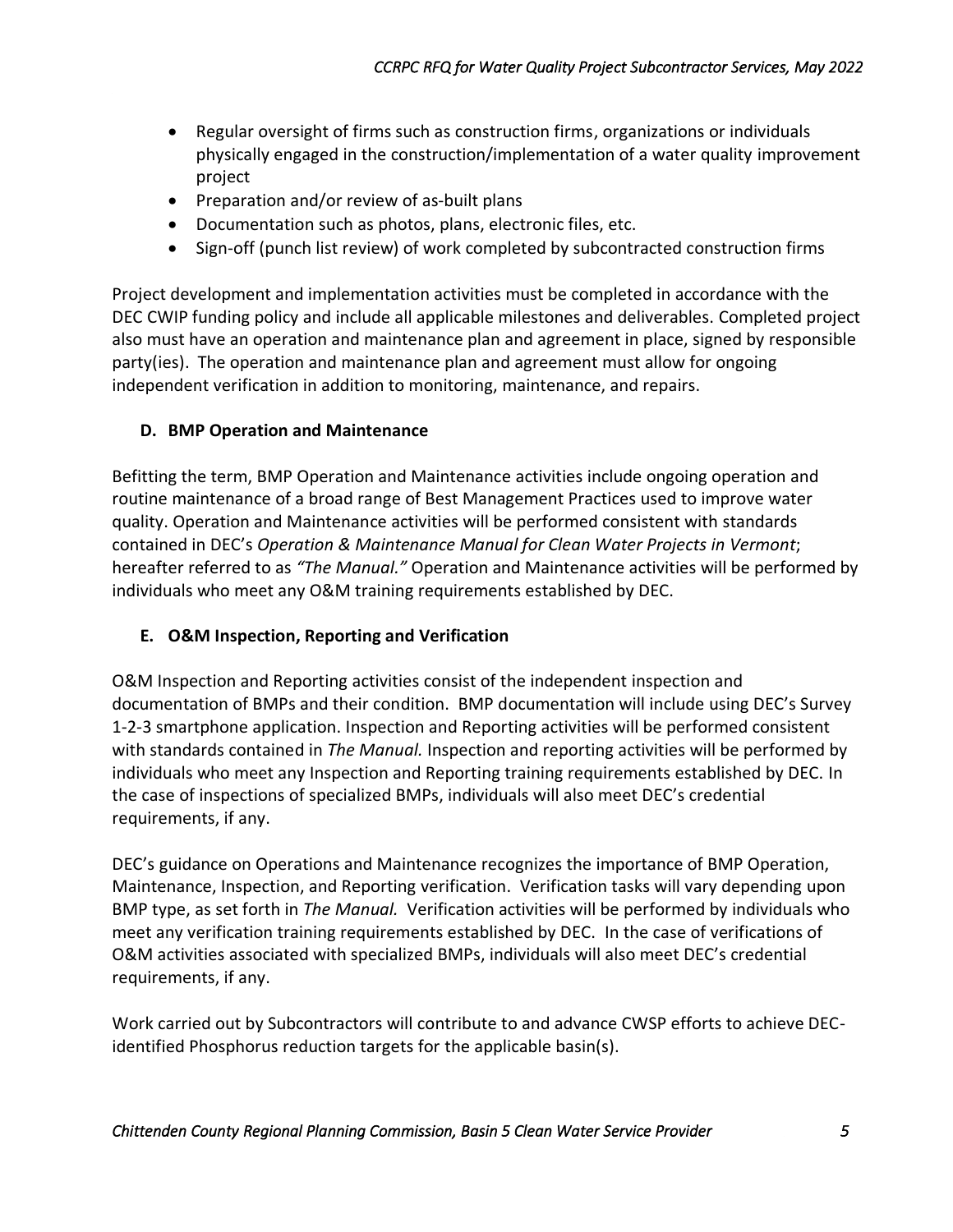- Regular oversight of firms such as construction firms, organizations or individuals physically engaged in the construction/implementation of a water quality improvement project
- Preparation and/or review of as-built plans
- Documentation such as photos, plans, electronic files, etc.
- Sign-off (punch list review) of work completed by subcontracted construction firms

Project development and implementation activities must be completed in accordance with the DEC CWIP funding policy and include all applicable milestones and deliverables. Completed project also must have an operation and maintenance plan and agreement in place, signed by responsible party(ies). The operation and maintenance plan and agreement must allow for ongoing independent verification in addition to monitoring, maintenance, and repairs.

### D. BMP Operation and Maintenance

Befitting the term, BMP Operation and Maintenance activities include ongoing operation and routine maintenance of a broad range of Best Management Practices used to improve water quality. Operation and Maintenance activities will be performed consistent with standards contained in DEC's *Operation & Maintenance Manual for Clean Water Projects in Vermont*; hereafter referred to as *"The Manual."* Operation and Maintenance activities will be performed by individuals who meet any O&M training requirements established by DEC.

### E. O&M Inspection, Reporting and Verification

O&M Inspection and Reporting activities consist of the independent inspection and documentation of BMPs and their condition. BMP documentation will include using DEC's Survey 1-2-3 smartphone application. Inspection and Reporting activities will be performed consistent with standards contained in *The Manual.* Inspection and reporting activities will be performed by individuals who meet any Inspection and Reporting training requirements established by DEC. In the case of inspections of specialized BMPs, individuals will also meet DEC's credential requirements, if any.

DEC's guidance on Operations and Maintenance recognizes the importance of BMP Operation, Maintenance, Inspection, and Reporting verification. Verification tasks will vary depending upon BMP type, as set forth in *The Manual.* Verification activities will be performed by individuals who meet any verification training requirements established by DEC. In the case of verifications of O&M activities associated with specialized BMPs, individuals will also meet DEC's credential requirements, if any.

Work carried out by Subcontractors will contribute to and advance CWSP efforts to achieve DEC-identified Phosphorus reduction targets for the applicable basin(s).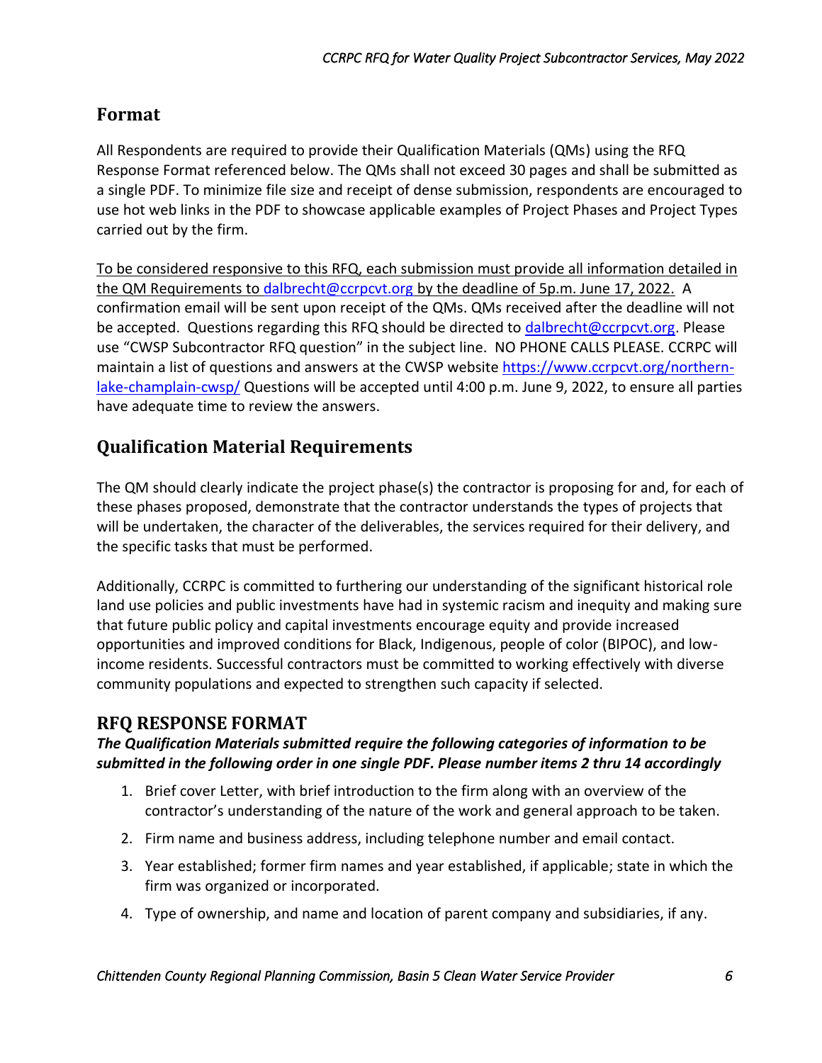## Format

All Respondents are required to provide their Qualification Materials (QMs) using the RFQ Response Format referenced below. The QMs shall not exceed 30 pages and shall be submitted as a single PDF. To minimize file size and receipt of dense submission, respondents are encouraged to use hot web links in the PDF to showcase applicable examples of Project Phases and Project Types carried out by the firm.

<u>To be considered responsive to this RFQ, each submission must provide all information detailed in the QM Requirements to [dalbrecht@ccrpcvt.org](mailto:dalbrecht@ccrpcvt.org) by the deadline of 5p.m. June 17, 2022.</u> A confirmation email will be sent upon receipt of the QMs. QMs received after the deadline will not be accepted. Questions regarding this RFQ should be directed to [dalbrecht@ccrpcvt.org](mailto:dalbrecht@ccrpcvt.org). Please use "CWSP Subcontractor RFQ question" in the subject line. NO PHONE CALLS PLEASE. CCRPC will maintain a list of questions and answers at the CWSP website [https://www.ccrpcvt.org/northern-lake-champlain-cwsp/](https://www.ccrpcvt.org/northern-lake-champlain-cwsp/) Questions will be accepted until 4:00 p.m. June 9, 2022, to ensure all parties have adequate time to review the answers.

## Qualification Material Requirements

The QM should clearly indicate the project phase(s) the contractor is proposing for and, for each of these phases proposed, demonstrate that the contractor understands the types of projects that will be undertaken, the character of the deliverables, the services required for their delivery, and the specific tasks that must be performed.

Additionally, CCRPC is committed to furthering our understanding of the significant historical role land use policies and public investments have had in systemic racism and inequity and making sure that future public policy and capital investments encourage equity and provide increased opportunities and improved conditions for Black, Indigenous, people of color (BIPOC), and low-income residents. Successful contractors must be committed to working effectively with diverse community populations and expected to strengthen such capacity if selected.

## RFQ RESPONSE FORMAT

***The Qualification Materials submitted require the following categories of information to be submitted in the following order in one single PDF. Please number items 2 thru 14 accordingly***

1. Brief cover Letter, with brief introduction to the firm along with an overview of the contractor's understanding of the nature of the work and general approach to be taken.
2. Firm name and business address, including telephone number and email contact.
3. Year established; former firm names and year established, if applicable; state in which the firm was organized or incorporated.
4. Type of ownership, and name and location of parent company and subsidiaries, if any.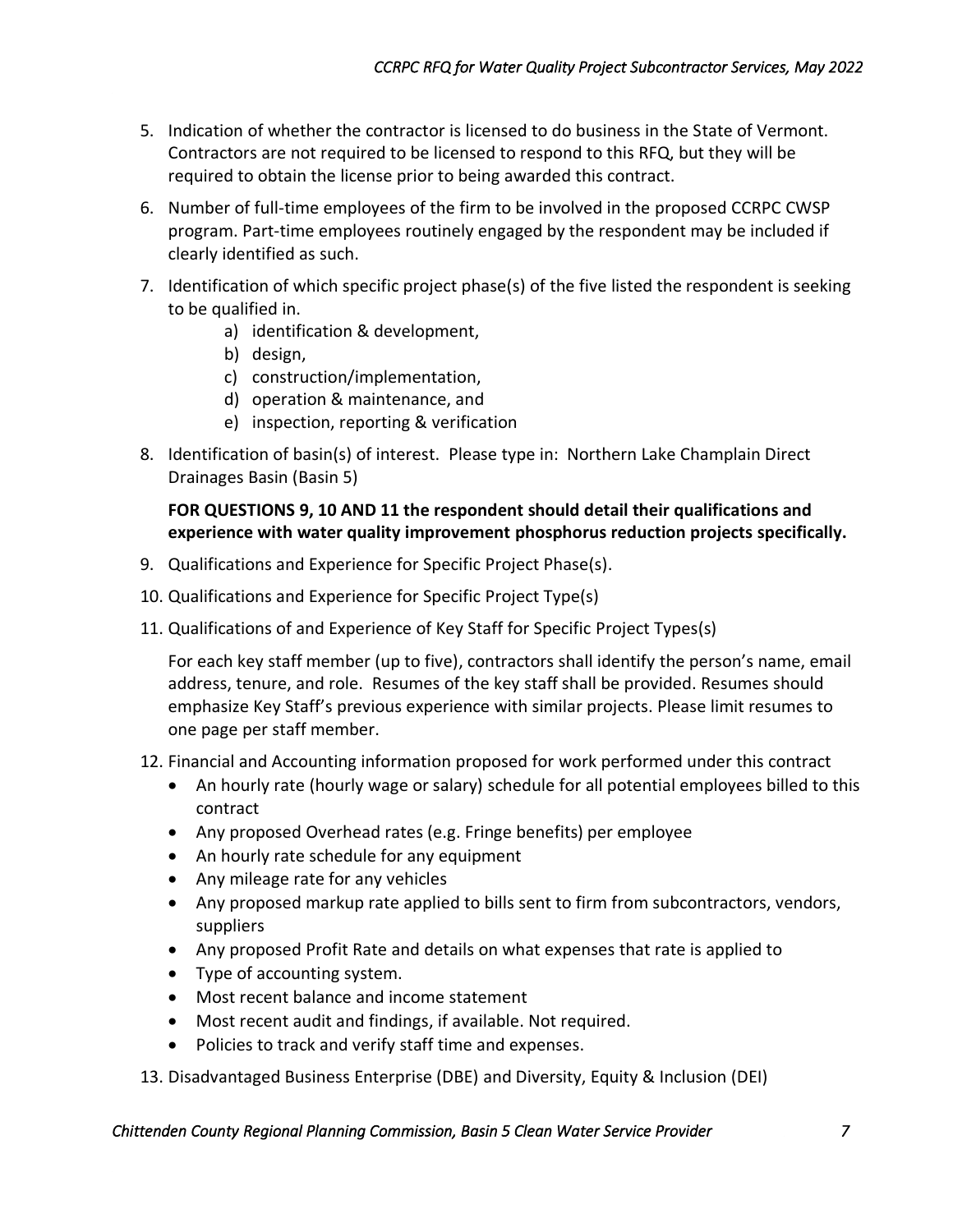5. Indication of whether the contractor is licensed to do business in the State of Vermont. Contractors are not required to be licensed to respond to this RFQ, but they will be required to obtain the license prior to being awarded this contract.
6. Number of full-time employees of the firm to be involved in the proposed CCRPC CWSP program. Part-time employees routinely engaged by the respondent may be included if clearly identified as such.
7. Identification of which specific project phase(s) of the five listed the respondent is seeking to be qualified in.
   a) identification & development,
   b) design,
   c) construction/implementation,
   d) operation & maintenance, and
   e) inspection, reporting & verification
8. Identification of basin(s) of interest. Please type in: Northern Lake Champlain Direct Drainages Basin (Basin 5)

   **FOR QUESTIONS 9, 10 AND 11 the respondent should detail their qualifications and experience with water quality improvement phosphorus reduction projects specifically.**

9. Qualifications and Experience for Specific Project Phase(s).
10. Qualifications and Experience for Specific Project Type(s)
11. Qualifications of and Experience of Key Staff for Specific Project Types(s)

    For each key staff member (up to five), contractors shall identify the person's name, email address, tenure, and role. Resumes of the key staff shall be provided. Resumes should emphasize Key Staff's previous experience with similar projects. Please limit resumes to one page per staff member.

12. Financial and Accounting information proposed for work performed under this contract
    - An hourly rate (hourly wage or salary) schedule for all potential employees billed to this contract
    - Any proposed Overhead rates (e.g. Fringe benefits) per employee
    - An hourly rate schedule for any equipment
    - Any mileage rate for any vehicles
    - Any proposed markup rate applied to bills sent to firm from subcontractors, vendors, suppliers
    - Any proposed Profit Rate and details on what expenses that rate is applied to
    - Type of accounting system.
    - Most recent balance and income statement
    - Most recent audit and findings, if available. Not required.
    - Policies to track and verify staff time and expenses.
13. Disadvantaged Business Enterprise (DBE) and Diversity, Equity & Inclusion (DEI)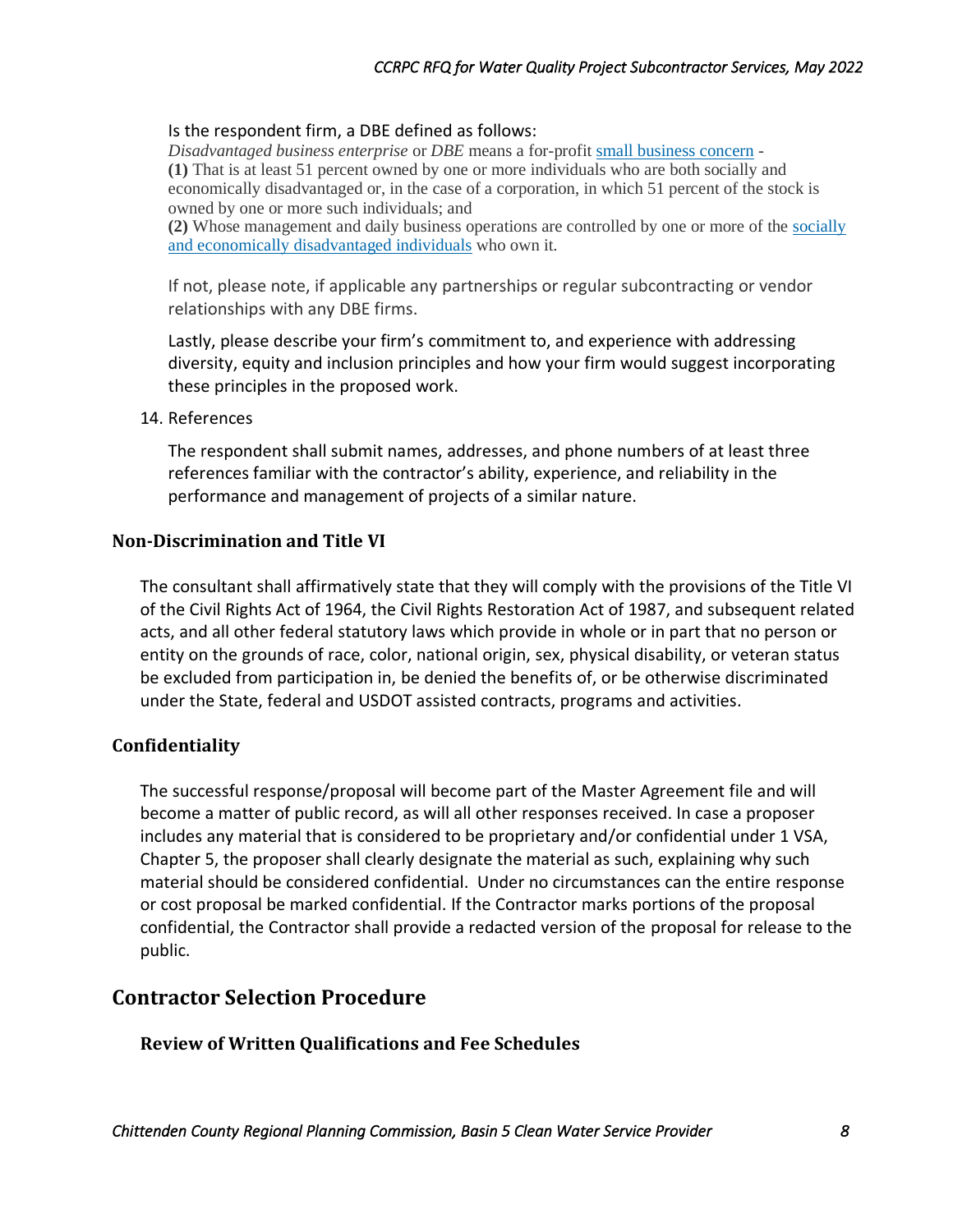Is the respondent firm, a DBE defined as follows:

*Disadvantaged business enterprise* or *DBE* means a for-profit small business concern -

**(1)** That is at least 51 percent owned by one or more individuals who are both socially and economically disadvantaged or, in the case of a corporation, in which 51 percent of the stock is owned by one or more such individuals; and

**(2)** Whose management and daily business operations are controlled by one or more of the socially and economically disadvantaged individuals who own it.

If not, please note, if applicable any partnerships or regular subcontracting or vendor relationships with any DBE firms.

Lastly, please describe your firm's commitment to, and experience with addressing diversity, equity and inclusion principles and how your firm would suggest incorporating these principles in the proposed work.

14. References

The respondent shall submit names, addresses, and phone numbers of at least three references familiar with the contractor's ability, experience, and reliability in the performance and management of projects of a similar nature.

### Non-Discrimination and Title VI

The consultant shall affirmatively state that they will comply with the provisions of the Title VI of the Civil Rights Act of 1964, the Civil Rights Restoration Act of 1987, and subsequent related acts, and all other federal statutory laws which provide in whole or in part that no person or entity on the grounds of race, color, national origin, sex, physical disability, or veteran status be excluded from participation in, be denied the benefits of, or be otherwise discriminated under the State, federal and USDOT assisted contracts, programs and activities.

### Confidentiality

The successful response/proposal will become part of the Master Agreement file and will become a matter of public record, as will all other responses received. In case a proposer includes any material that is considered to be proprietary and/or confidential under 1 VSA, Chapter 5, the proposer shall clearly designate the material as such, explaining why such material should be considered confidential. Under no circumstances can the entire response or cost proposal be marked confidential. If the Contractor marks portions of the proposal confidential, the Contractor shall provide a redacted version of the proposal for release to the public.

## Contractor Selection Procedure

### Review of Written Qualifications and Fee Schedules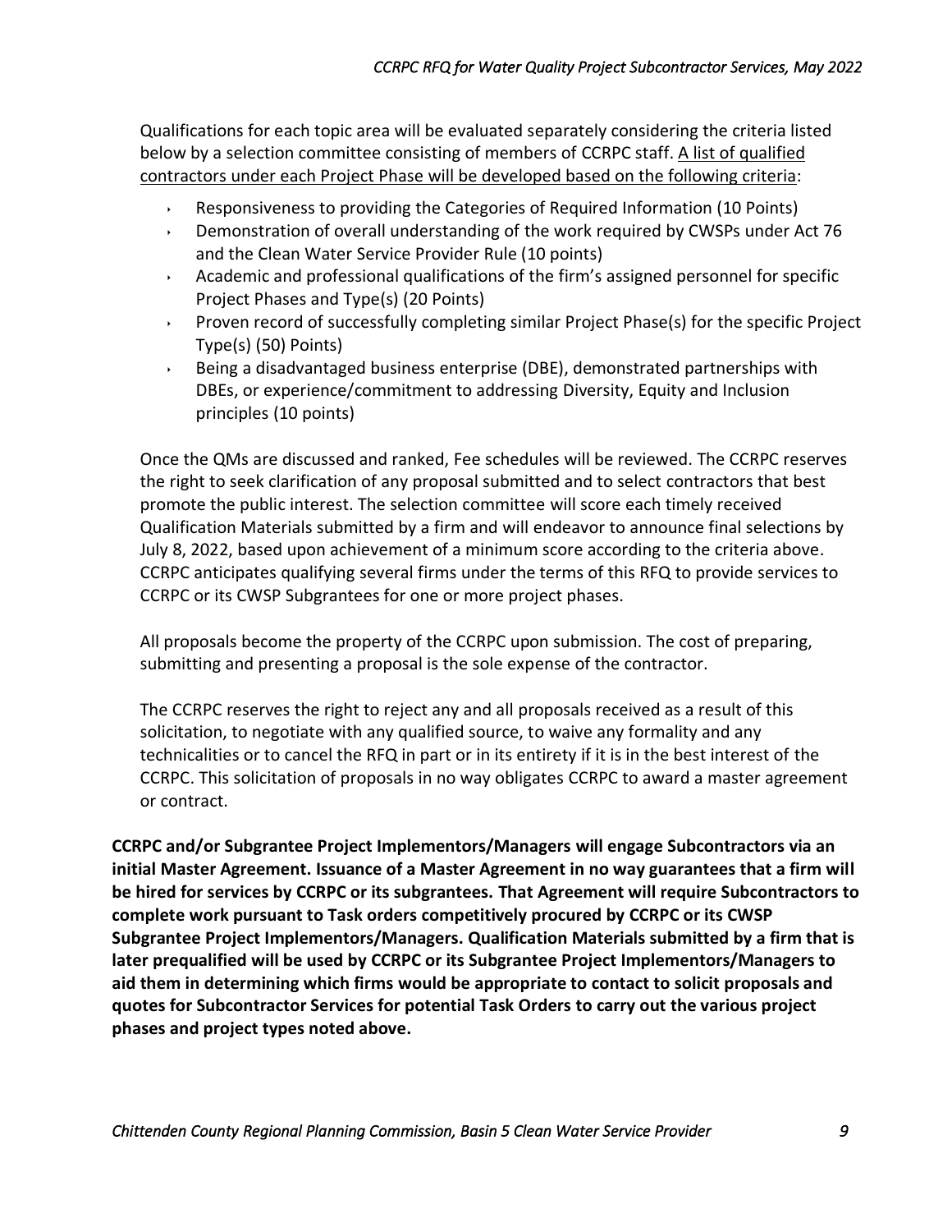Qualifications for each topic area will be evaluated separately considering the criteria listed below by a selection committee consisting of members of CCRPC staff. <u>A list of qualified contractors under each Project Phase will be developed based on the following criteria</u>:

- Responsiveness to providing the Categories of Required Information (10 Points)
- Demonstration of overall understanding of the work required by CWSPs under Act 76 and the Clean Water Service Provider Rule (10 points)
- Academic and professional qualifications of the firm's assigned personnel for specific Project Phases and Type(s) (20 Points)
- Proven record of successfully completing similar Project Phase(s) for the specific Project Type(s) (50) Points)
- Being a disadvantaged business enterprise (DBE), demonstrated partnerships with DBEs, or experience/commitment to addressing Diversity, Equity and Inclusion principles (10 points)

Once the QMs are discussed and ranked, Fee schedules will be reviewed. The CCRPC reserves the right to seek clarification of any proposal submitted and to select contractors that best promote the public interest. The selection committee will score each timely received Qualification Materials submitted by a firm and will endeavor to announce final selections by July 8, 2022, based upon achievement of a minimum score according to the criteria above. CCRPC anticipates qualifying several firms under the terms of this RFQ to provide services to CCRPC or its CWSP Subgrantees for one or more project phases.

All proposals become the property of the CCRPC upon submission. The cost of preparing, submitting and presenting a proposal is the sole expense of the contractor.

The CCRPC reserves the right to reject any and all proposals received as a result of this solicitation, to negotiate with any qualified source, to waive any formality and any technicalities or to cancel the RFQ in part or in its entirety if it is in the best interest of the CCRPC. This solicitation of proposals in no way obligates CCRPC to award a master agreement or contract.

**CCRPC and/or Subgrantee Project Implementors/Managers will engage Subcontractors via an initial Master Agreement. Issuance of a Master Agreement in no way guarantees that a firm will be hired for services by CCRPC or its subgrantees. That Agreement will require Subcontractors to complete work pursuant to Task orders competitively procured by CCRPC or its CWSP Subgrantee Project Implementors/Managers. Qualification Materials submitted by a firm that is later prequalified will be used by CCRPC or its Subgrantee Project Implementors/Managers to aid them in determining which firms would be appropriate to contact to solicit proposals and quotes for Subcontractor Services for potential Task Orders to carry out the various project phases and project types noted above.**